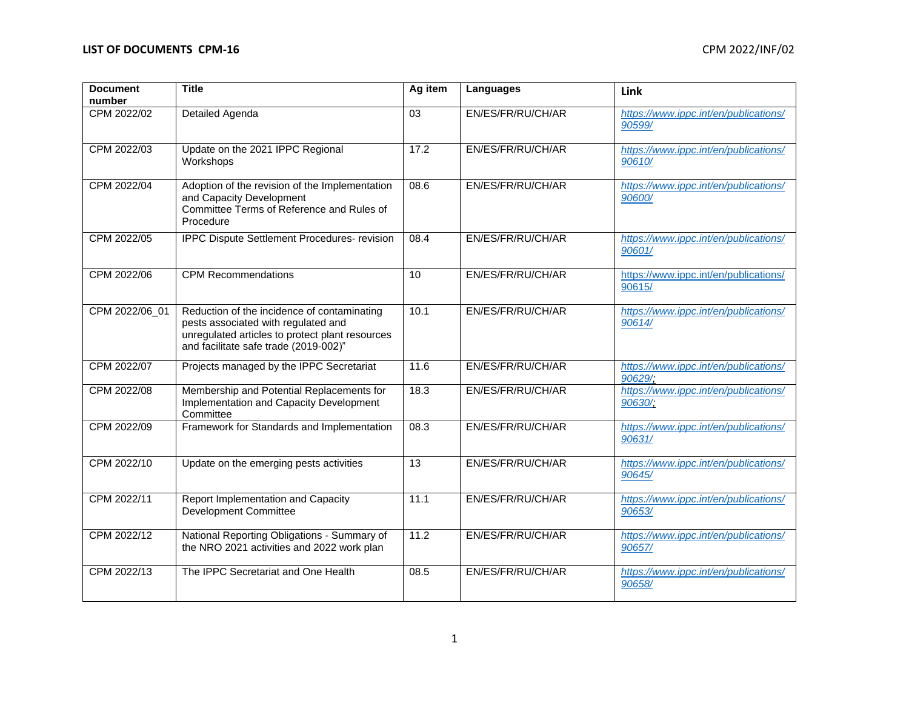# LIST OF DOCUMENTS CPM-16

CPM 2022/INF/02

| Document number | Title | Ag item | Languages | Link |
|---|---|---|---|---|
| CPM 2022/02 | Detailed Agenda | 03 | EN/ES/FR/RU/CH/AR | https://www.ippc.int/en/publications/90599/ |
| CPM 2022/03 | Update on the 2021 IPPC Regional Workshops | 17.2 | EN/ES/FR/RU/CH/AR | https://www.ippc.int/en/publications/90610/ |
| CPM 2022/04 | Adoption of the revision of the Implementation and Capacity Development Committee Terms of Reference and Rules of Procedure | 08.6 | EN/ES/FR/RU/CH/AR | https://www.ippc.int/en/publications/90600/ |
| CPM 2022/05 | IPPC Dispute Settlement Procedures- revision | 08.4 | EN/ES/FR/RU/CH/AR | https://www.ippc.int/en/publications/90601/ |
| CPM 2022/06 | CPM Recommendations | 10 | EN/ES/FR/RU/CH/AR | https://www.ippc.int/en/publications/90615/ |
| CPM 2022/06_01 | Reduction of the incidence of contaminating pests associated with regulated and unregulated articles to protect plant resources and facilitate safe trade (2019-002)" | 10.1 | EN/ES/FR/RU/CH/AR | https://www.ippc.int/en/publications/90614/ |
| CPM 2022/07 | Projects managed by the IPPC Secretariat | 11.6 | EN/ES/FR/RU/CH/AR | https://www.ippc.int/en/publications/90629/; |
| CPM 2022/08 | Membership and Potential Replacements for Implementation and Capacity Development Committee | 18.3 | EN/ES/FR/RU/CH/AR | https://www.ippc.int/en/publications/90630/; |
| CPM 2022/09 | Framework for Standards and Implementation | 08.3 | EN/ES/FR/RU/CH/AR | https://www.ippc.int/en/publications/90631/ |
| CPM 2022/10 | Update on the emerging pests activities | 13 | EN/ES/FR/RU/CH/AR | https://www.ippc.int/en/publications/90645/ |
| CPM 2022/11 | Report Implementation and Capacity Development Committee | 11.1 | EN/ES/FR/RU/CH/AR | https://www.ippc.int/en/publications/90653/ |
| CPM 2022/12 | National Reporting Obligations - Summary of the NRO 2021 activities and 2022 work plan | 11.2 | EN/ES/FR/RU/CH/AR | https://www.ippc.int/en/publications/90657/ |
| CPM 2022/13 | The IPPC Secretariat and One Health | 08.5 | EN/ES/FR/RU/CH/AR | https://www.ippc.int/en/publications/90658/ |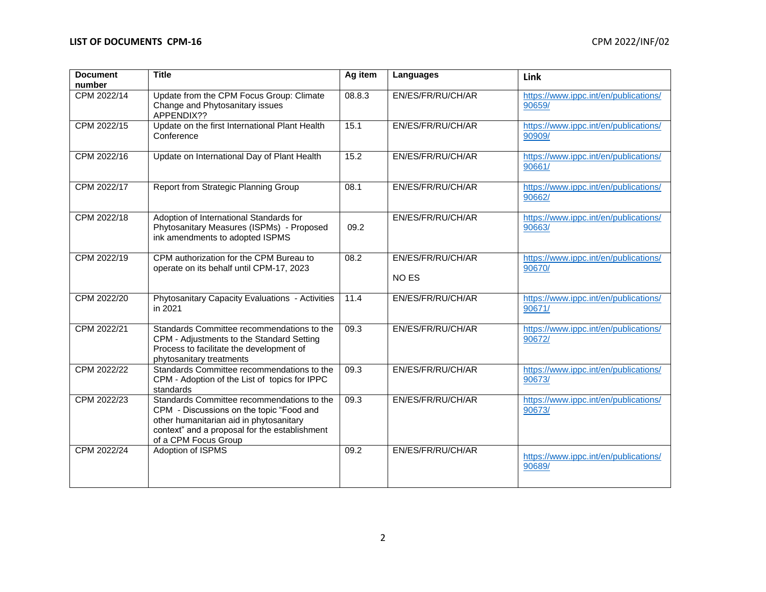| Document number | Title | Ag item | Languages | Link |
|---|---|---|---|---|
| CPM 2022/14 | Update from the CPM Focus Group: Climate Change and Phytosanitary issues APPENDIX?? | 08.8.3 | EN/ES/FR/RU/CH/AR | https://www.ippc.int/en/publications/90659/ |
| CPM 2022/15 | Update on the first International Plant Health Conference | 15.1 | EN/ES/FR/RU/CH/AR | https://www.ippc.int/en/publications/90909/ |
| CPM 2022/16 | Update on International Day of Plant Health | 15.2 | EN/ES/FR/RU/CH/AR | https://www.ippc.int/en/publications/90661/ |
| CPM 2022/17 | Report from Strategic Planning Group | 08.1 | EN/ES/FR/RU/CH/AR | https://www.ippc.int/en/publications/90662/ |
| CPM 2022/18 | Adoption of International Standards for Phytosanitary Measures (ISPMs) - Proposed ink amendments to adopted ISPMS | 09.2 | EN/ES/FR/RU/CH/AR | https://www.ippc.int/en/publications/90663/ |
| CPM 2022/19 | CPM authorization for the CPM Bureau to operate on its behalf until CPM-17, 2023 | 08.2 | EN/ES/FR/RU/CH/AR<br><br>NO ES | https://www.ippc.int/en/publications/90670/ |
| CPM 2022/20 | Phytosanitary Capacity Evaluations - Activities in 2021 | 11.4 | EN/ES/FR/RU/CH/AR | https://www.ippc.int/en/publications/90671/ |
| CPM 2022/21 | Standards Committee recommendations to the CPM - Adjustments to the Standard Setting Process to facilitate the development of phytosanitary treatments | 09.3 | EN/ES/FR/RU/CH/AR | https://www.ippc.int/en/publications/90672/ |
| CPM 2022/22 | Standards Committee recommendations to the CPM - Adoption of the List of topics for IPPC standards | 09.3 | EN/ES/FR/RU/CH/AR | https://www.ippc.int/en/publications/90673/ |
| CPM 2022/23 | Standards Committee recommendations to the CPM - Discussions on the topic "Food and other humanitarian aid in phytosanitary context" and a proposal for the establishment of a CPM Focus Group | 09.3 | EN/ES/FR/RU/CH/AR | https://www.ippc.int/en/publications/90673/ |
| CPM 2022/24 | Adoption of ISPMS | 09.2 | EN/ES/FR/RU/CH/AR | https://www.ippc.int/en/publications/90689/ |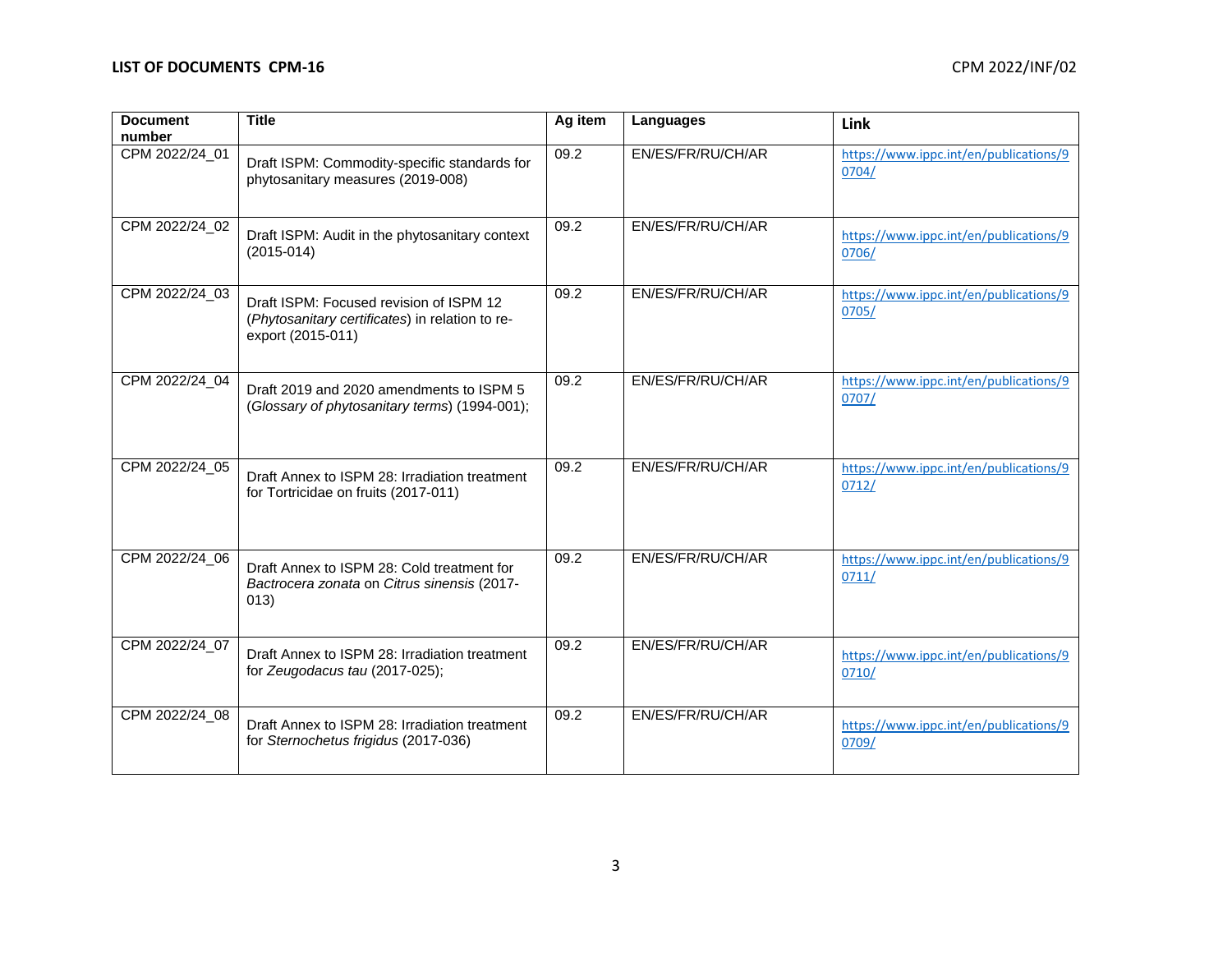| Document number | Title | Ag item | Languages | Link |
|---|---|---|---|---|
| CPM 2022/24_01 | Draft ISPM: Commodity-specific standards for phytosanitary measures (2019-008) | 09.2 | EN/ES/FR/RU/CH/AR | https://www.ippc.int/en/publications/90704/ |
| CPM 2022/24_02 | Draft ISPM: Audit in the phytosanitary context (2015-014) | 09.2 | EN/ES/FR/RU/CH/AR | https://www.ippc.int/en/publications/90706/ |
| CPM 2022/24_03 | Draft ISPM: Focused revision of ISPM 12 (*Phytosanitary certificates*) in relation to re-export (2015-011) | 09.2 | EN/ES/FR/RU/CH/AR | https://www.ippc.int/en/publications/90705/ |
| CPM 2022/24_04 | Draft 2019 and 2020 amendments to ISPM 5 (*Glossary of phytosanitary terms*) (1994-001); | 09.2 | EN/ES/FR/RU/CH/AR | https://www.ippc.int/en/publications/90707/ |
| CPM 2022/24_05 | Draft Annex to ISPM 28: Irradiation treatment for Tortricidae on fruits (2017-011) | 09.2 | EN/ES/FR/RU/CH/AR | https://www.ippc.int/en/publications/90712/ |
| CPM 2022/24_06 | Draft Annex to ISPM 28: Cold treatment for *Bactrocera zonata* on *Citrus sinensis* (2017-013) | 09.2 | EN/ES/FR/RU/CH/AR | https://www.ippc.int/en/publications/90711/ |
| CPM 2022/24_07 | Draft Annex to ISPM 28: Irradiation treatment for *Zeugodacus tau* (2017-025); | 09.2 | EN/ES/FR/RU/CH/AR | https://www.ippc.int/en/publications/90710/ |
| CPM 2022/24_08 | Draft Annex to ISPM 28: Irradiation treatment for *Sternochetus frigidus* (2017-036) | 09.2 | EN/ES/FR/RU/CH/AR | https://www.ippc.int/en/publications/90709/ |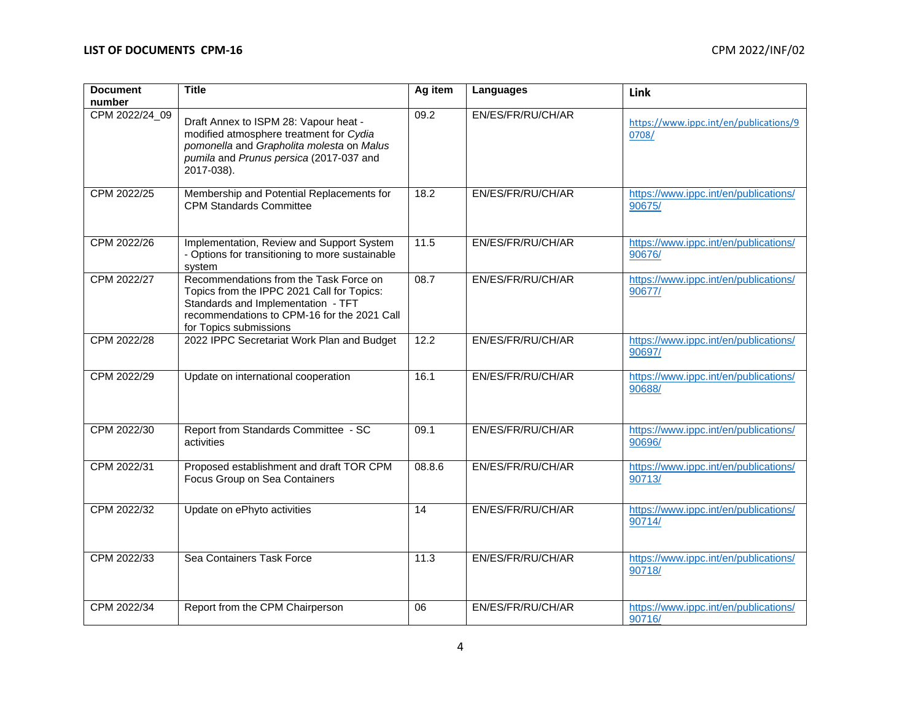| Document number | Title | Ag item | Languages | Link |
|---|---|---|---|---|
| CPM 2022/24_09 | Draft Annex to ISPM 28: Vapour heat - modified atmosphere treatment for *Cydia pomonella* and *Grapholita molesta* on *Malus pumila* and *Prunus persica* (2017-037 and 2017-038). | 09.2 | EN/ES/FR/RU/CH/AR | https://www.ippc.int/en/publications/90708/ |
| CPM 2022/25 | Membership and Potential Replacements for CPM Standards Committee | 18.2 | EN/ES/FR/RU/CH/AR | https://www.ippc.int/en/publications/90675/ |
| CPM 2022/26 | Implementation, Review and Support System - Options for transitioning to more sustainable system | 11.5 | EN/ES/FR/RU/CH/AR | https://www.ippc.int/en/publications/90676/ |
| CPM 2022/27 | Recommendations from the Task Force on Topics from the IPPC 2021 Call for Topics: Standards and Implementation - TFT recommendations to CPM-16 for the 2021 Call for Topics submissions | 08.7 | EN/ES/FR/RU/CH/AR | https://www.ippc.int/en/publications/90677/ |
| CPM 2022/28 | 2022 IPPC Secretariat Work Plan and Budget | 12.2 | EN/ES/FR/RU/CH/AR | https://www.ippc.int/en/publications/90697/ |
| CPM 2022/29 | Update on international cooperation | 16.1 | EN/ES/FR/RU/CH/AR | https://www.ippc.int/en/publications/90688/ |
| CPM 2022/30 | Report from Standards Committee - SC activities | 09.1 | EN/ES/FR/RU/CH/AR | https://www.ippc.int/en/publications/90696/ |
| CPM 2022/31 | Proposed establishment and draft TOR CPM Focus Group on Sea Containers | 08.8.6 | EN/ES/FR/RU/CH/AR | https://www.ippc.int/en/publications/90713/ |
| CPM 2022/32 | Update on ePhyto activities | 14 | EN/ES/FR/RU/CH/AR | https://www.ippc.int/en/publications/90714/ |
| CPM 2022/33 | Sea Containers Task Force | 11.3 | EN/ES/FR/RU/CH/AR | https://www.ippc.int/en/publications/90718/ |
| CPM 2022/34 | Report from the CPM Chairperson | 06 | EN/ES/FR/RU/CH/AR | https://www.ippc.int/en/publications/90716/ |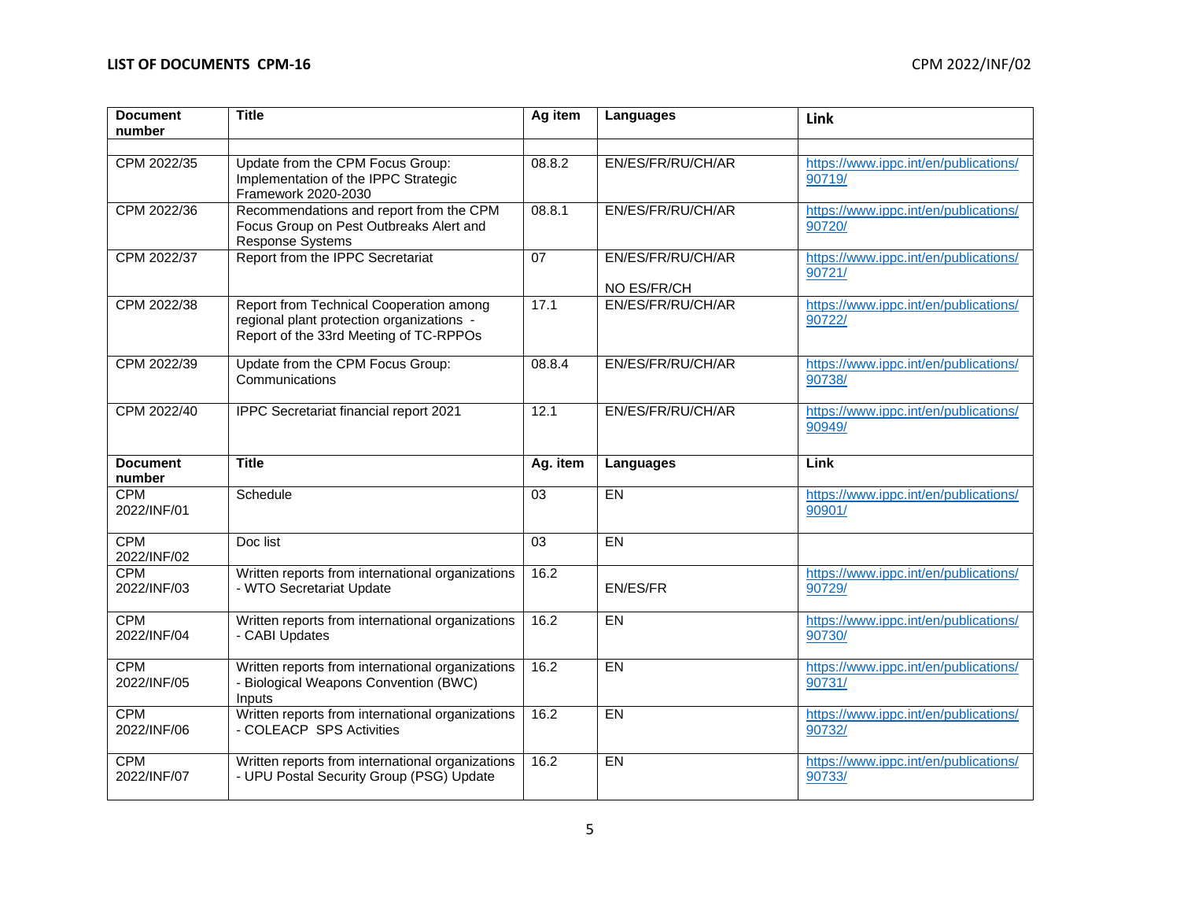| Document number | Title | Ag item | Languages | Link |
|---|---|---|---|---|
| | | | | |
| CPM 2022/35 | Update from the CPM Focus Group: Implementation of the IPPC Strategic Framework 2020-2030 | 08.8.2 | EN/ES/FR/RU/CH/AR | https://www.ippc.int/en/publications/90719/ |
| CPM 2022/36 | Recommendations and report from the CPM Focus Group on Pest Outbreaks Alert and Response Systems | 08.8.1 | EN/ES/FR/RU/CH/AR | https://www.ippc.int/en/publications/90720/ |
| CPM 2022/37 | Report from the IPPC Secretariat | 07 | EN/ES/FR/RU/CH/AR<br><br>NO ES/FR/CH | https://www.ippc.int/en/publications/90721/ |
| CPM 2022/38 | Report from Technical Cooperation among regional plant protection organizations - Report of the 33rd Meeting of TC-RPPOs | 17.1 | EN/ES/FR/RU/CH/AR | https://www.ippc.int/en/publications/90722/ |
| CPM 2022/39 | Update from the CPM Focus Group: Communications | 08.8.4 | EN/ES/FR/RU/CH/AR | https://www.ippc.int/en/publications/90738/ |
| CPM 2022/40 | IPPC Secretariat financial report 2021 | 12.1 | EN/ES/FR/RU/CH/AR | https://www.ippc.int/en/publications/90949/ |

| Document number | Title | Ag. item | Languages | Link |
|---|---|---|---|---|
| CPM 2022/INF/01 | Schedule | 03 | EN | https://www.ippc.int/en/publications/90901/ |
| CPM 2022/INF/02 | Doc list | 03 | EN | |
| CPM 2022/INF/03 | Written reports from international organizations - WTO Secretariat Update | 16.2 | EN/ES/FR | https://www.ippc.int/en/publications/90729/ |
| CPM 2022/INF/04 | Written reports from international organizations - CABI Updates | 16.2 | EN | https://www.ippc.int/en/publications/90730/ |
| CPM 2022/INF/05 | Written reports from international organizations - Biological Weapons Convention (BWC) Inputs | 16.2 | EN | https://www.ippc.int/en/publications/90731/ |
| CPM 2022/INF/06 | Written reports from international organizations - COLEACP SPS Activities | 16.2 | EN | https://www.ippc.int/en/publications/90732/ |
| CPM 2022/INF/07 | Written reports from international organizations - UPU Postal Security Group (PSG) Update | 16.2 | EN | https://www.ippc.int/en/publications/90733/ |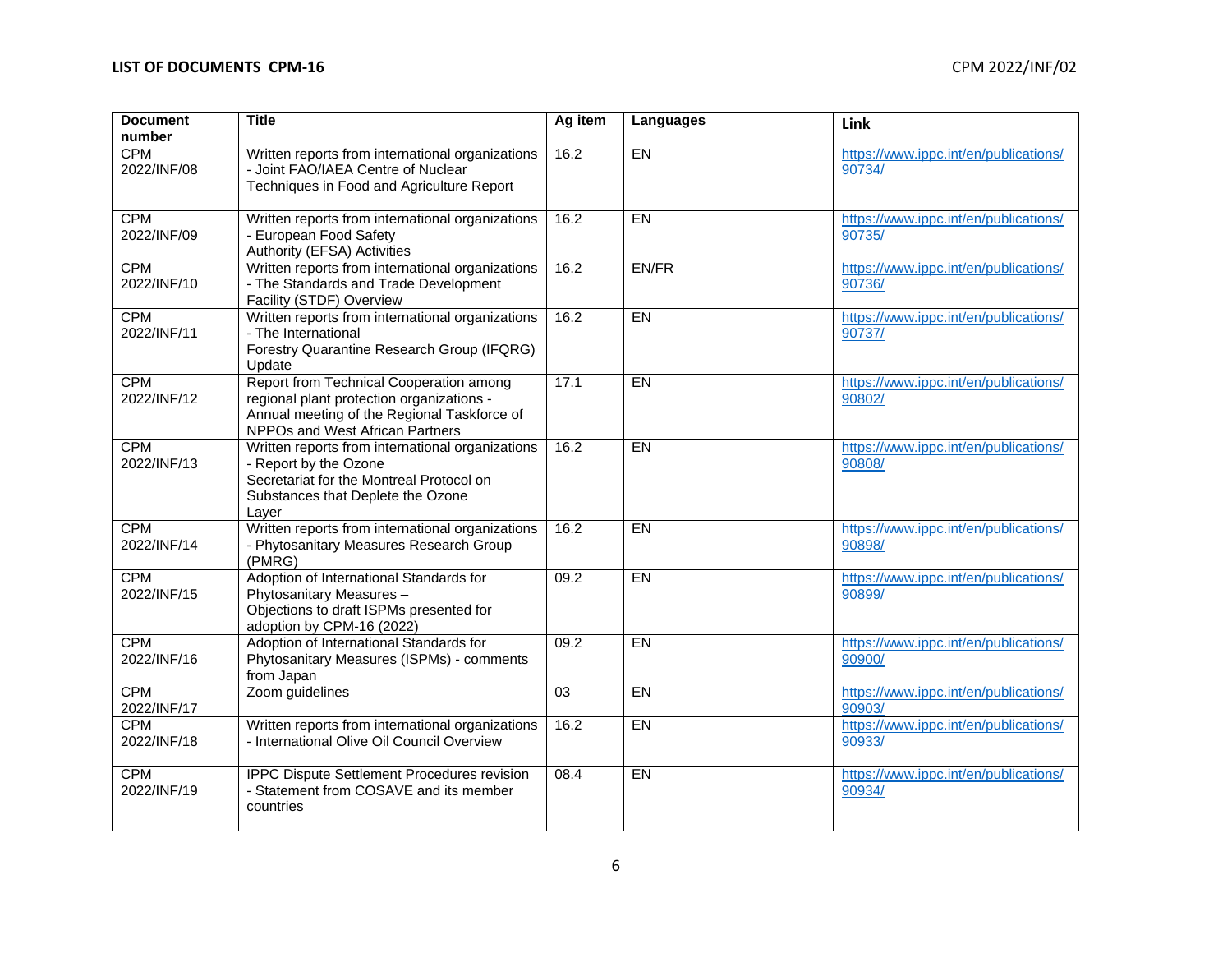| Document number | Title | Ag item | Languages | Link |
|---|---|---|---|---|
| CPM 2022/INF/08 | Written reports from international organizations - Joint FAO/IAEA Centre of Nuclear Techniques in Food and Agriculture Report | 16.2 | EN | https://www.ippc.int/en/publications/90734/ |
| CPM 2022/INF/09 | Written reports from international organizations - European Food Safety Authority (EFSA) Activities | 16.2 | EN | https://www.ippc.int/en/publications/90735/ |
| CPM 2022/INF/10 | Written reports from international organizations - The Standards and Trade Development Facility (STDF) Overview | 16.2 | EN/FR | https://www.ippc.int/en/publications/90736/ |
| CPM 2022/INF/11 | Written reports from international organizations - The International Forestry Quarantine Research Group (IFQRG) Update | 16.2 | EN | https://www.ippc.int/en/publications/90737/ |
| CPM 2022/INF/12 | Report from Technical Cooperation among regional plant protection organizations - Annual meeting of the Regional Taskforce of NPPOs and West African Partners | 17.1 | EN | https://www.ippc.int/en/publications/90802/ |
| CPM 2022/INF/13 | Written reports from international organizations - Report by the Ozone Secretariat for the Montreal Protocol on Substances that Deplete the Ozone Layer | 16.2 | EN | https://www.ippc.int/en/publications/90808/ |
| CPM 2022/INF/14 | Written reports from international organizations - Phytosanitary Measures Research Group (PMRG) | 16.2 | EN | https://www.ippc.int/en/publications/90898/ |
| CPM 2022/INF/15 | Adoption of International Standards for Phytosanitary Measures – Objections to draft ISPMs presented for adoption by CPM-16 (2022) | 09.2 | EN | https://www.ippc.int/en/publications/90899/ |
| CPM 2022/INF/16 | Adoption of International Standards for Phytosanitary Measures (ISPMs) - comments from Japan | 09.2 | EN | https://www.ippc.int/en/publications/90900/ |
| CPM 2022/INF/17 | Zoom guidelines | 03 | EN | https://www.ippc.int/en/publications/90903/ |
| CPM 2022/INF/18 | Written reports from international organizations - International Olive Oil Council Overview | 16.2 | EN | https://www.ippc.int/en/publications/90933/ |
| CPM 2022/INF/19 | IPPC Dispute Settlement Procedures revision - Statement from COSAVE and its member countries | 08.4 | EN | https://www.ippc.int/en/publications/90934/ |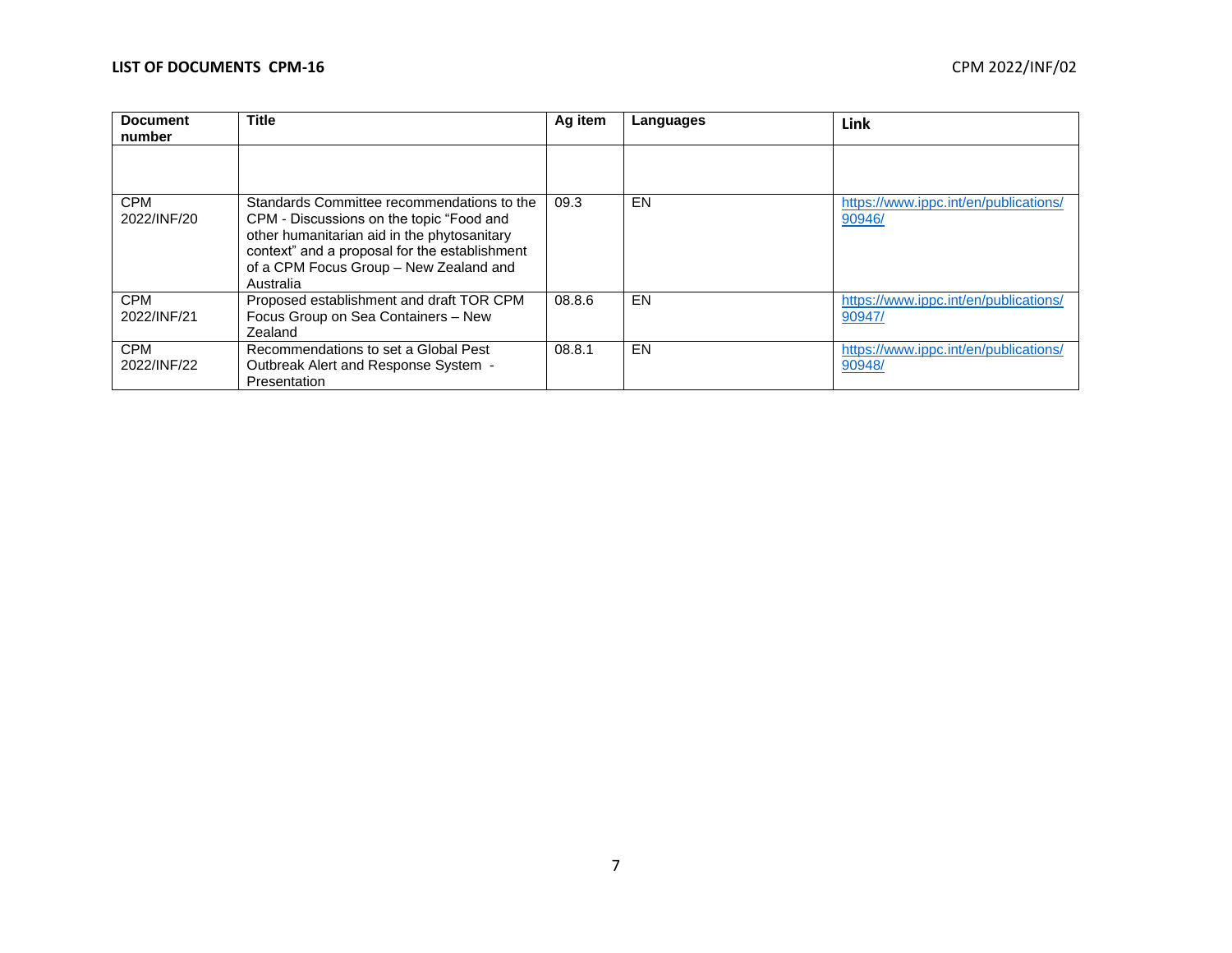| Document number | Title | Ag item | Languages | Link |
|---|---|---|---|---|
| | | | | |
| CPM 2022/INF/20 | Standards Committee recommendations to the CPM - Discussions on the topic “Food and other humanitarian aid in the phytosanitary context” and a proposal for the establishment of a CPM Focus Group – New Zealand and Australia | 09.3 | EN | https://www.ippc.int/en/publications/90946/ |
| CPM 2022/INF/21 | Proposed establishment and draft TOR CPM Focus Group on Sea Containers – New Zealand | 08.8.6 | EN | https://www.ippc.int/en/publications/90947/ |
| CPM 2022/INF/22 | Recommendations to set a Global Pest Outbreak Alert and Response System - Presentation | 08.8.1 | EN | https://www.ippc.int/en/publications/90948/ |